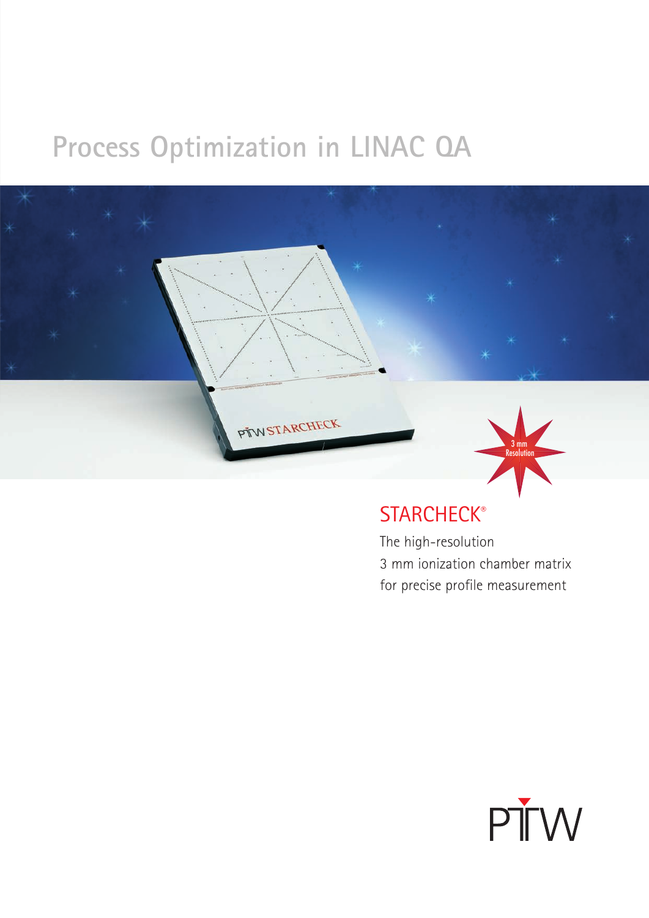# Process Optimization in LINAC QA

3 mm Resolution

## STARCHECK®

The high-resolution
3 mm ionization chamber matrix
for precise profile measurement

PTW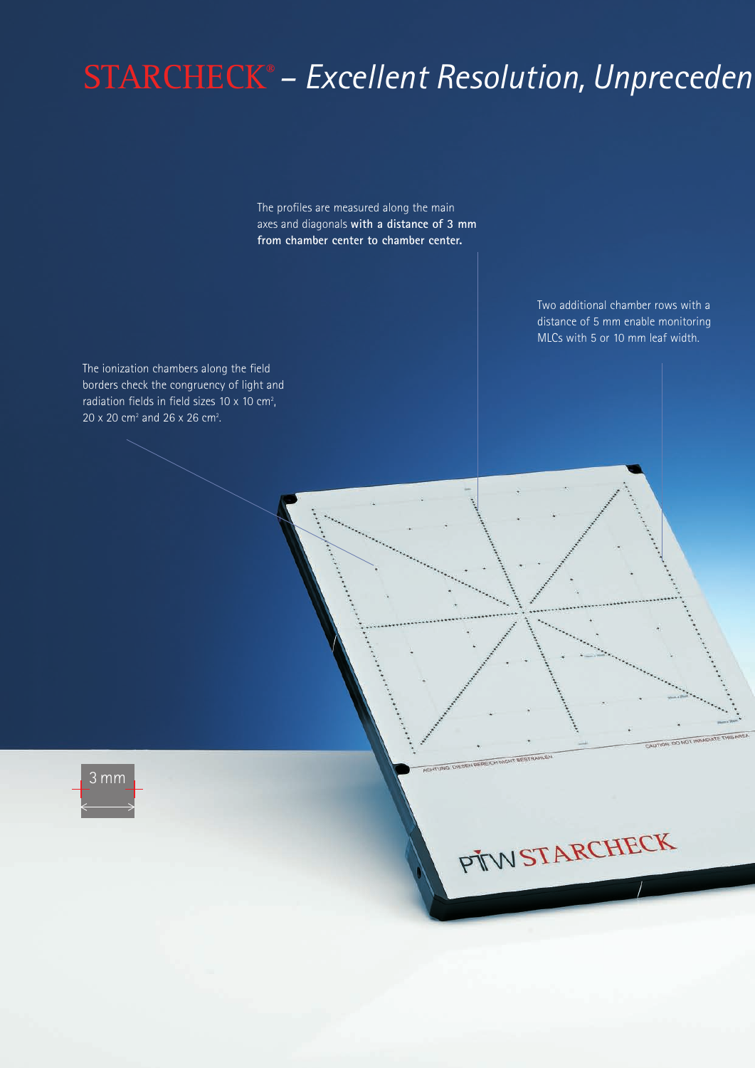# STARCHECK® – *Excellent Resolution, Unpreceden*

The profiles are measured along the main axes and diagonals **with a distance of 3 mm from chamber center to chamber center.**

Two additional chamber rows with a distance of 5 mm enable monitoring MLCs with 5 or 10 mm leaf width.

The ionization chambers along the field borders check the congruency of light and radiation fields in field sizes 10 x 10 cm², 20 x 20 cm² and 26 x 26 cm².

3 mm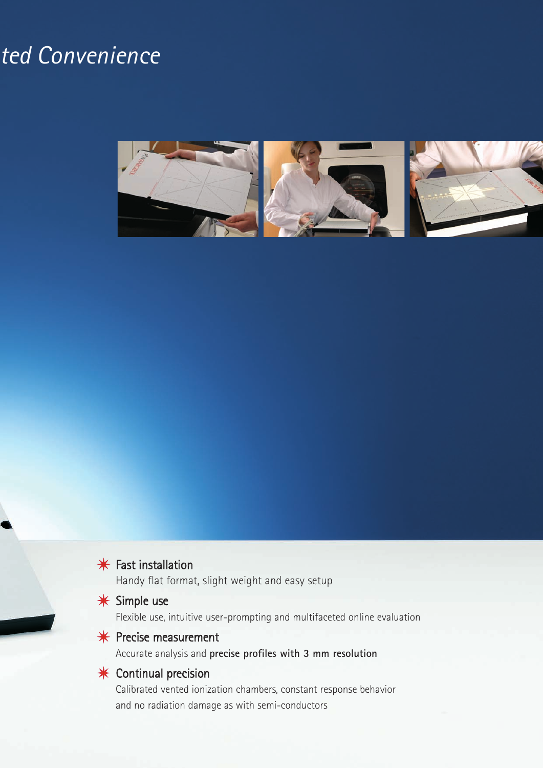# ted Convenience

- **Fast installation**
  Handy flat format, slight weight and easy setup
- **Simple use**
  Flexible use, intuitive user-prompting and multifaceted online evaluation
- **Precise measurement**
  Accurate analysis and **precise profiles with 3 mm resolution**
- **Continual precision**
  Calibrated vented ionization chambers, constant response behavior and no radiation damage as with semi-conductors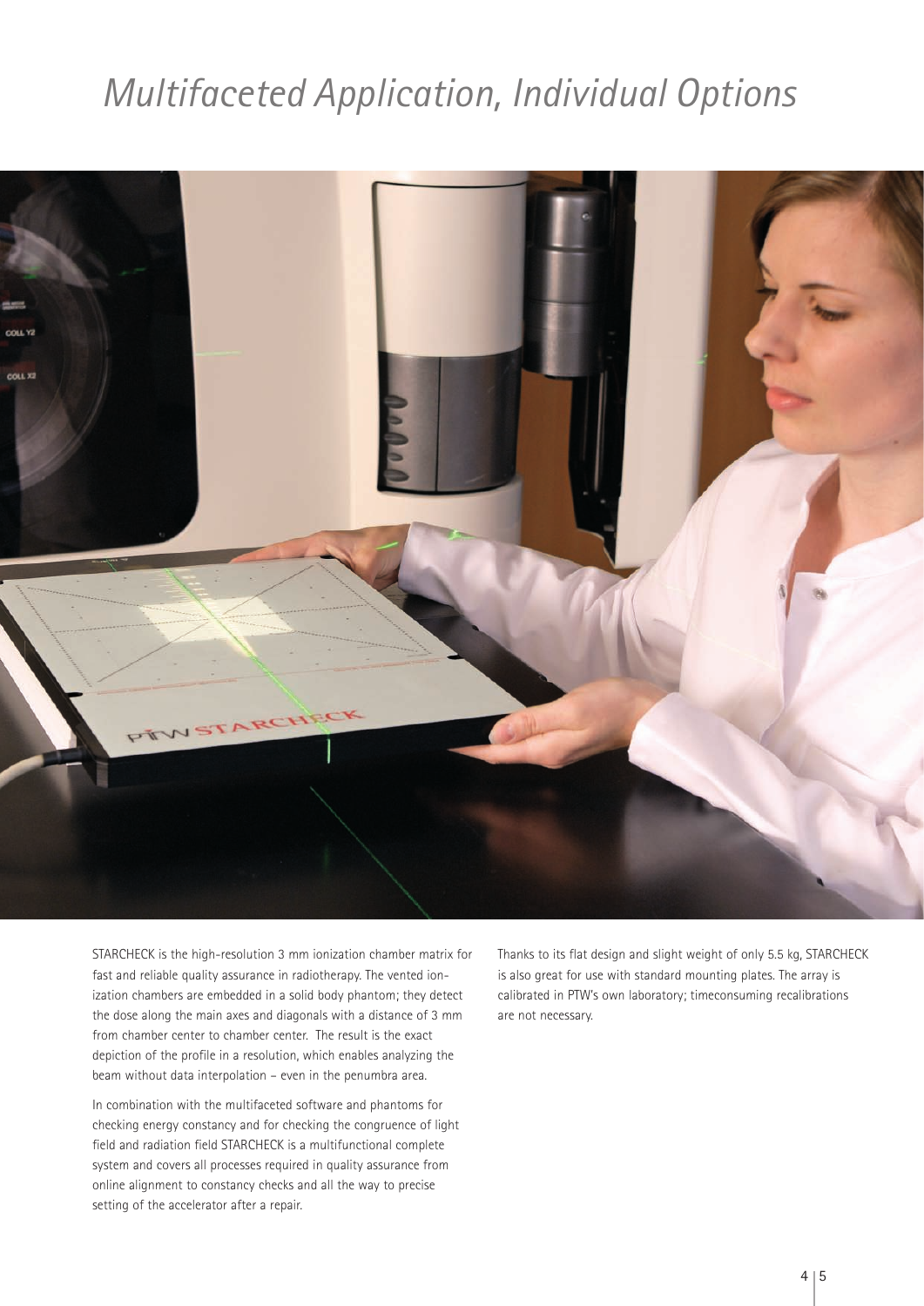# Multifaceted Application, Individual Options

STARCHECK is the high-resolution 3 mm ionization chamber matrix for fast and reliable quality assurance in radiotherapy. The vented ionization chambers are embedded in a solid body phantom; they detect the dose along the main axes and diagonals with a distance of 3 mm from chamber center to chamber center. The result is the exact depiction of the profile in a resolution, which enables analyzing the beam without data interpolation – even in the penumbra area.

In combination with the multifaceted software and phantoms for checking energy constancy and for checking the congruence of light field and radiation field STARCHECK is a multifunctional complete system and covers all processes required in quality assurance from online alignment to constancy checks and all the way to precise setting of the accelerator after a repair.

Thanks to its flat design and slight weight of only 5.5 kg, STARCHECK is also great for use with standard mounting plates. The array is calibrated in PTW's own laboratory; timeconsuming recalibrations are not necessary.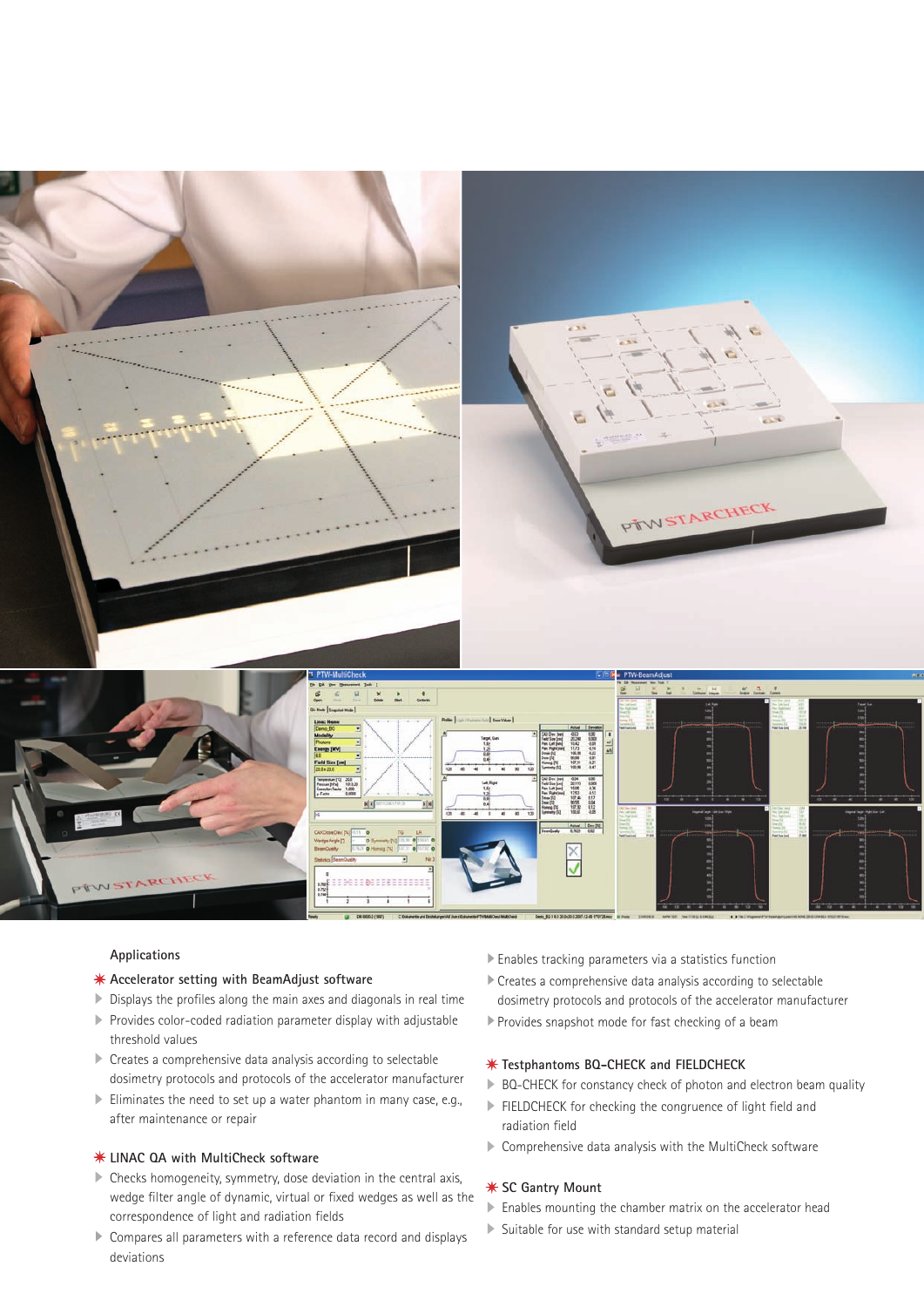Applications

**✷ Accelerator setting with BeamAdjust software**

- Displays the profiles along the main axes and diagonals in real time
- Provides color-coded radiation parameter display with adjustable threshold values
- Creates a comprehensive data analysis according to selectable dosimetry protocols and protocols of the accelerator manufacturer
- Eliminates the need to set up a water phantom in many case, e.g., after maintenance or repair

**✷ LINAC QA with MultiCheck software**

- Checks homogeneity, symmetry, dose deviation in the central axis, wedge filter angle of dynamic, virtual or fixed wedges as well as the correspondence of light and radiation fields
- Compares all parameters with a reference data record and displays deviations
- Enables tracking parameters via a statistics function
- Creates a comprehensive data analysis according to selectable dosimetry protocols and protocols of the accelerator manufacturer
- Provides snapshot mode for fast checking of a beam

**✷ Testphantoms BQ-CHECK and FIELDCHECK**

- BQ-CHECK for constancy check of photon and electron beam quality
- FIELDCHECK for checking the congruence of light field and radiation field
- Comprehensive data analysis with the MultiCheck software

**✷ SC Gantry Mount**

- Enables mounting the chamber matrix on the accelerator head
- Suitable for use with standard setup material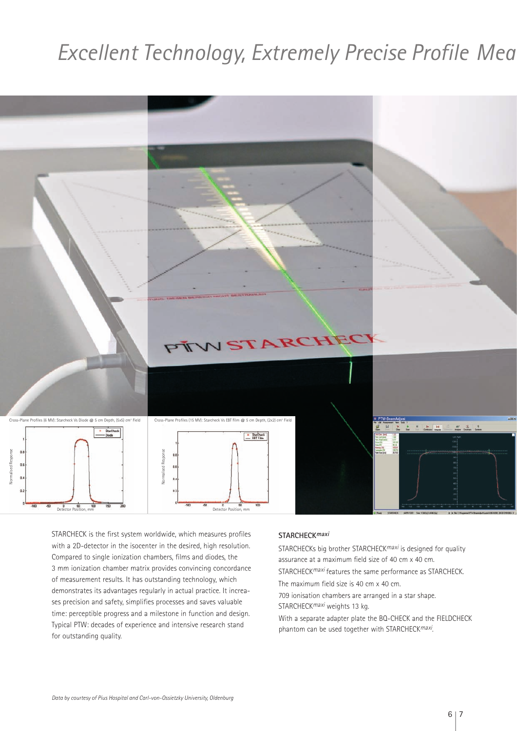# Excellent Technology, Extremely Precise Profile Mea

Cross-Plane Profiles (6 MV): Starcheck Vs Diode @ 5 cm Depth, (5x5) cm² Field

Cross-Plane Profiles (15 MV): Starcheck Vs EBT Film @ 5 cm Depth, (2x2) cm² Field

STARCHECK is the first system worldwide, which measures profiles with a 2D-detector in the isocenter in the desired, high resolution. Compared to single ionization chambers, films and diodes, the 3 mm ionization chamber matrix provides convincing concordance of measurement results. It has outstanding technology, which demonstrates its advantages regularly in actual practice. It increases precision and safety, simplifies processes and saves valuable time: perceptible progress and a milestone in function and design. Typical PTW: decades of experience and intensive research stand for outstanding quality.

**STARCHECK*maxi***

STARCHECKs big brother STARCHECK*maxi* is designed for quality assurance at a maximum field size of 40 cm x 40 cm.

STARCHECK*maxi* features the same performance as STARCHECK.

The maximum field size is 40 cm x 40 cm.

709 ionisation chambers are arranged in a star shape.

STARCHECK*maxi* weights 13 kg.

With a separate adapter plate the BQ-CHECK and the FIELDCHECK phantom can be used together with STARCHECK*maxi*.

*Data by courtesy of Pius Hospital and Carl-von-Ossietzky University, Oldenburg*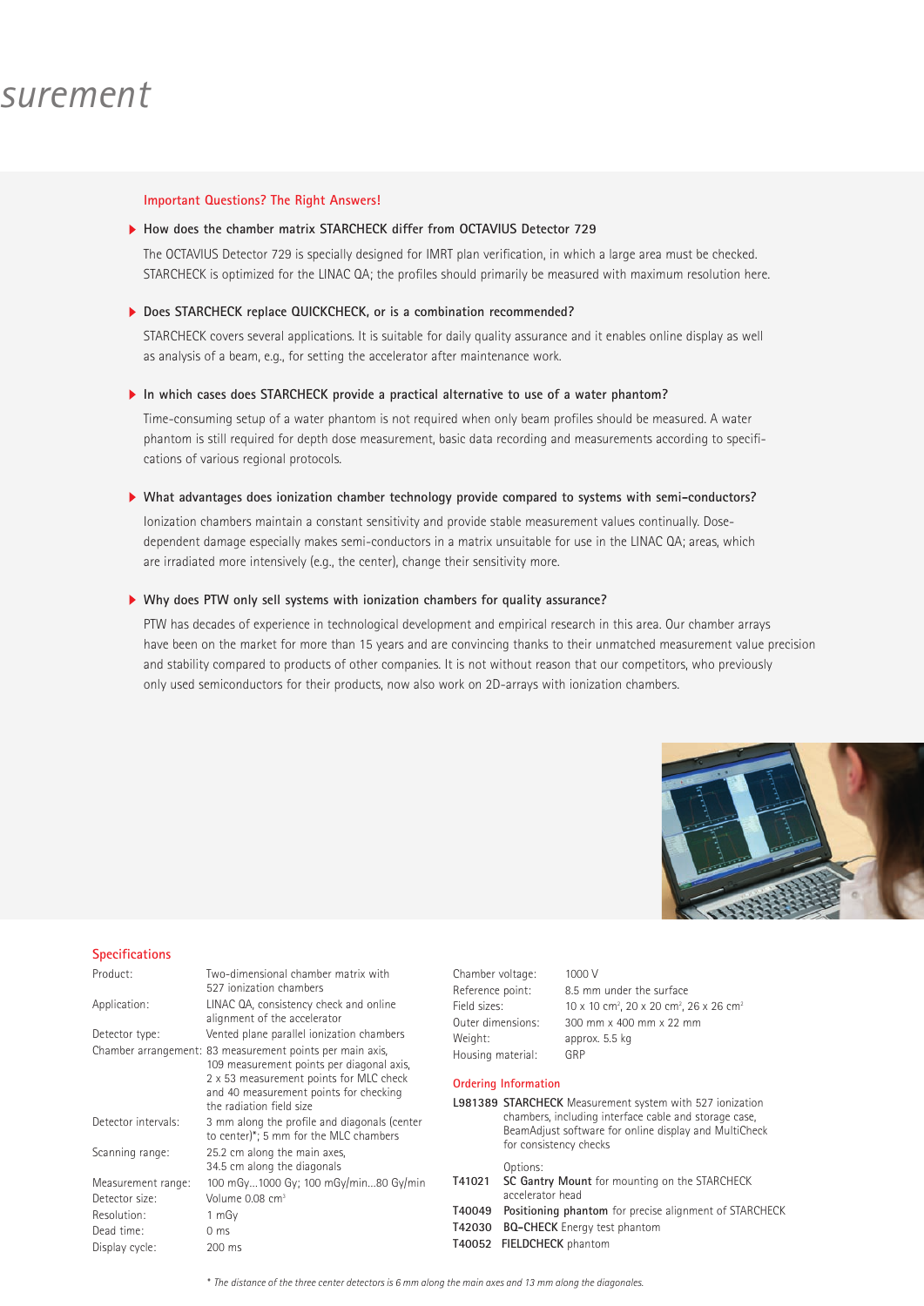surement

## Important Questions? The Right Answers!

**How does the chamber matrix STARCHECK differ from OCTAVIUS Detector 729**

The OCTAVIUS Detector 729 is specially designed for IMRT plan verification, in which a large area must be checked. STARCHECK is optimized for the LINAC QA; the profiles should primarily be measured with maximum resolution here.

**Does STARCHECK replace QUICKCHECK, or is a combination recommended?**

STARCHECK covers several applications. It is suitable for daily quality assurance and it enables online display as well as analysis of a beam, e.g., for setting the accelerator after maintenance work.

**In which cases does STARCHECK provide a practical alternative to use of a water phantom?**

Time-consuming setup of a water phantom is not required when only beam profiles should be measured. A water phantom is still required for depth dose measurement, basic data recording and measurements according to specifications of various regional protocols.

**What advantages does ionization chamber technology provide compared to systems with semi-conductors?**

Ionization chambers maintain a constant sensitivity and provide stable measurement values continually. Dose-dependent damage especially makes semi-conductors in a matrix unsuitable for use in the LINAC QA; areas, which are irradiated more intensively (e.g., the center), change their sensitivity more.

**Why does PTW only sell systems with ionization chambers for quality assurance?**

PTW has decades of experience in technological development and empirical research in this area. Our chamber arrays have been on the market for more than 15 years and are convincing thanks to their unmatched measurement value precision and stability compared to products of other companies. It is not without reason that our competitors, who previously only used semiconductors for their products, now also work on 2D-arrays with ionization chambers.

## Specifications

| | |
|---|---|
| Product: | Two-dimensional chamber matrix with 527 ionization chambers |
| Application: | LINAC QA, consistency check and online alignment of the accelerator |
| Detector type: | Vented plane parallel ionization chambers |
| Chamber arrangement: | 83 measurement points per main axis, 109 measurement points per diagonal axis, 2 x 53 measurement points for MLC check and 40 measurement points for checking the radiation field size |
| Detector intervals: | 3 mm along the profile and diagonals (center to center)*; 5 mm for the MLC chambers |
| Scanning range: | 25.2 cm along the main axes, 34.5 cm along the diagonals |
| Measurement range: | 100 mGy...1000 Gy; 100 mGy/min...80 Gy/min |
| Detector size: | Volume 0.08 $cm^3$ |
| Resolution: | 1 mGy |
| Dead time: | 0 ms |
| Display cycle: | 200 ms |
| Chamber voltage: | 1000 V |
| Reference point: | 8.5 mm under the surface |
| Field sizes: | 10 x 10 $cm^2$, 20 x 20 $cm^2$, 26 x 26 $cm^2$ |
| Outer dimensions: | 300 mm x 400 mm x 22 mm |
| Weight: | approx. 5.5 kg |
| Housing material: | GRP |

## Ordering Information

**L981389** **STARCHECK** Measurement system with 527 ionization chambers, including interface cable and storage case, BeamAdjust software for online display and MultiCheck for consistency checks

Options:

**T41021** **SC Gantry Mount** for mounting on the STARCHECK accelerator head

**T40049** **Positioning phantom** for precise alignment of STARCHECK

**T42030** **BQ-CHECK** Energy test phantom

**T40052** **FIELDCHECK** phantom

*\* The distance of the three center detectors is 6 mm along the main axes and 13 mm along the diagonales.*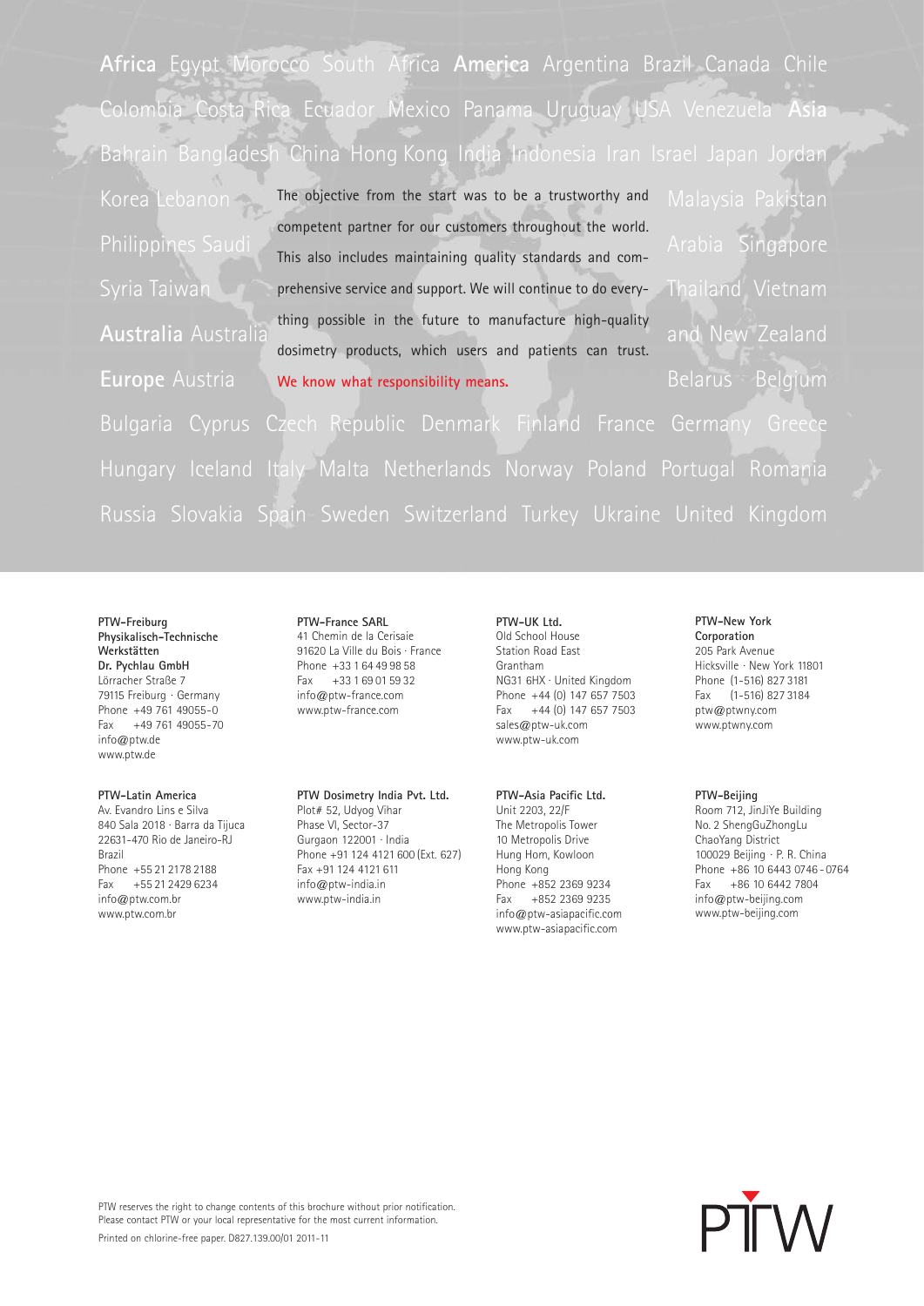**Africa** Egypt Morocco South Africa **America** Argentina Brazil Canada Chile Colombia Costa Rica Ecuador Mexico Panama Uruguay USA Venezuela **Asia** Bahrain Bangladesh China Hong Kong India Indonesia Iran Israel Japan Jordan Korea Lebanon Malaysia Pakistan Philippines Saudi Arabia Singapore Syria Taiwan Thailand Vietnam **Australia** Australia and New Zealand **Europe** Austria Belarus Belgium Bulgaria Cyprus Czech Republic Denmark Finland France Germany Greece Hungary Iceland Italy Malta Netherlands Norway Poland Portugal Romania Russia Slovakia Spain Sweden Switzerland Turkey Ukraine United Kingdom

The objective from the start was to be a trustworthy and competent partner for our customers throughout the world. This also includes maintaining quality standards and comprehensive service and support. We will continue to do everything possible in the future to manufacture high-quality dosimetry products, which users and patients can trust.

**We know what responsibility means.**

**PTW-Freiburg**
**Physikalisch-Technische Werkstätten**
**Dr. Pychlau GmbH**
Lörracher Straße 7
79115 Freiburg · Germany
Phone +49 761 49055-0
Fax +49 761 49055-70
info@ptw.de
www.ptw.de

**PTW-France SARL**
41 Chemin de la Cerisaie
91620 La Ville du Bois · France
Phone +33 1 64 49 98 58
Fax +33 1 69 01 59 32
info@ptw-france.com
www.ptw-france.com

**PTW-UK Ltd.**
Old School House
Station Road East
Grantham
NG31 6HX · United Kingdom
Phone +44 (0) 147 657 7503
Fax +44 (0) 147 657 7503
sales@ptw-uk.com
www.ptw-uk.com

**PTW-New York Corporation**
205 Park Avenue
Hicksville · New York 11801
Phone (1-516) 827 3181
Fax (1-516) 827 3184
ptw@ptwny.com
www.ptwny.com

**PTW-Latin America**
Av. Evandro Lins e Silva
840 Sala 2018 · Barra da Tijuca
22631-470 Rio de Janeiro-RJ
Brazil
Phone +55 21 2178 2188
Fax +55 21 2429 6234
info@ptw.com.br
www.ptw.com.br

**PTW Dosimetry India Pvt. Ltd.**
Plot# 52, Udyog Vihar
Phase VI, Sector-37
Gurgaon 122001 · India
Phone +91 124 4121 600 (Ext. 627)
Fax +91 124 4121 611
info@ptw-india.in
www.ptw-india.in

**PTW-Asia Pacific Ltd.**
Unit 2203, 22/F
The Metropolis Tower
10 Metropolis Drive
Hung Hom, Kowloon
Hong Kong
Phone +852 2369 9234
Fax +852 2369 9235
info@ptw-asiapacific.com
www.ptw-asiapacific.com

**PTW-Beijing**
Room 712, JinJiYe Building
No. 2 ShengGuZhongLu
ChaoYang District
100029 Beijing · P. R. China
Phone +86 10 6443 0746 - 0764
Fax +86 10 6442 7804
info@ptw-beijing.com
www.ptw-beijing.com

PTW reserves the right to change contents of this brochure without prior notification.
Please contact PTW or your local representative for the most current information.

Printed on chlorine-free paper. D827.139.00/01 2011-11

PTW